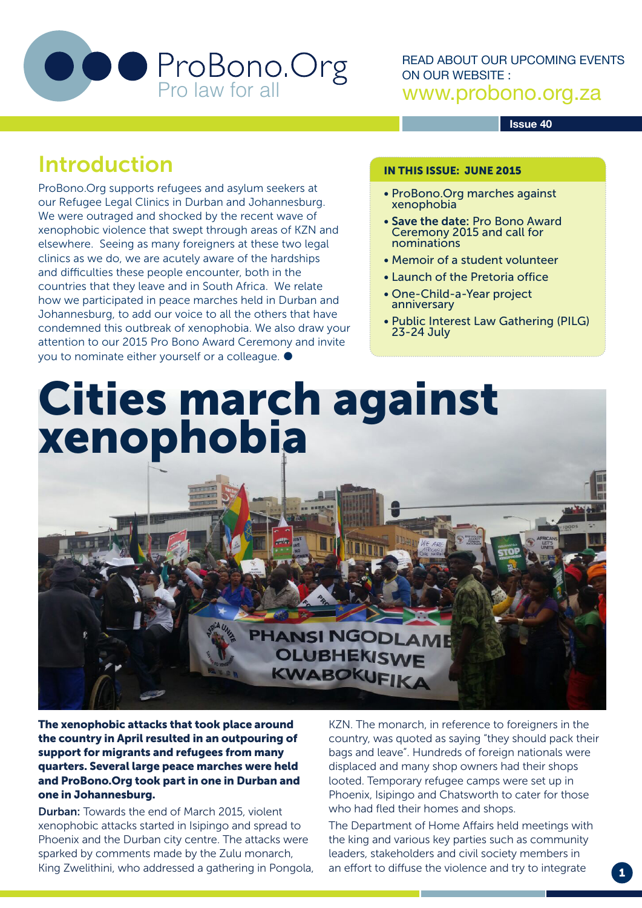# ProBono.Org

Pro law for all

READ ABOUT OUR UPCOMING EVENTS ON OUR WEBSITE :
www.probono.org.za

Issue 40

## Introduction

ProBono.Org supports refugees and asylum seekers at our Refugee Legal Clinics in Durban and Johannesburg. We were outraged and shocked by the recent wave of xenophobic violence that swept through areas of KZN and elsewhere. Seeing as many foreigners at these two legal clinics as we do, we are acutely aware of the hardships and difficulties these people encounter, both in the countries that they leave and in South Africa. We relate how we participated in peace marches held in Durban and Johannesburg, to add our voice to all the others that have condemned this outbreak of xenophobia. We also draw your attention to our 2015 Pro Bono Award Ceremony and invite you to nominate either yourself or a colleague. ●

**IN THIS ISSUE: JUNE 2015**

- ProBono.Org marches against xenophobia
- **Save the date:** Pro Bono Award Ceremony 2015 and call for nominations
- Memoir of a student volunteer
- Launch of the Pretoria office
- One-Child-a-Year project anniversary
- Public Interest Law Gathering (PILG) 23-24 July

# Cities march against xenophobia

**The xenophobic attacks that took place around the country in April resulted in an outpouring of support for migrants and refugees from many quarters. Several large peace marches were held and ProBono.Org took part in one in Durban and one in Johannesburg.**

**Durban:** Towards the end of March 2015, violent xenophobic attacks started in Isipingo and spread to Phoenix and the Durban city centre. The attacks were sparked by comments made by the Zulu monarch, King Zwelithini, who addressed a gathering in Pongola, KZN. The monarch, in reference to foreigners in the country, was quoted as saying "they should pack their bags and leave". Hundreds of foreign nationals were displaced and many shop owners had their shops looted. Temporary refugee camps were set up in Phoenix, Isipingo and Chatsworth to cater for those who had fled their homes and shops.

The Department of Home Affairs held meetings with the king and various key parties such as community leaders, stakeholders and civil society members in an effort to diffuse the violence and try to integrate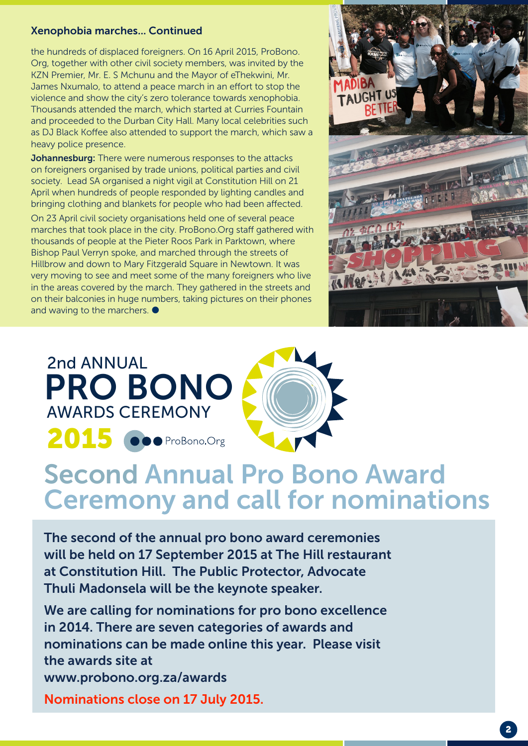### Xenophobia marches... Continued

the hundreds of displaced foreigners. On 16 April 2015, ProBono. Org, together with other civil society members, was invited by the KZN Premier, Mr. E. S Mchunu and the Mayor of eThekwini, Mr. James Nxumalo, to attend a peace march in an effort to stop the violence and show the city's zero tolerance towards xenophobia. Thousands attended the march, which started at Curries Fountain and proceeded to the Durban City Hall. Many local celebrities such as DJ Black Koffee also attended to support the march, which saw a heavy police presence.

**Johannesburg:** There were numerous responses to the attacks on foreigners organised by trade unions, political parties and civil society. Lead SA organised a night vigil at Constitution Hill on 21 April when hundreds of people responded by lighting candles and bringing clothing and blankets for people who had been affected.

On 23 April civil society organisations held one of several peace marches that took place in the city. ProBono.Org staff gathered with thousands of people at the Pieter Roos Park in Parktown, where Bishop Paul Verryn spoke, and marched through the streets of Hillbrow and down to Mary Fitzgerald Square in Newtown. It was very moving to see and meet some of the many foreigners who live in the areas covered by the march. They gathered in the streets and on their balconies in huge numbers, taking pictures on their phones and waving to the marchers. ●

2nd ANNUAL
**PRO BONO**
AWARDS CEREMONY
**2015** ProBono.Org

# Second Annual Pro Bono Award Ceremony and call for nominations

**The second of the annual pro bono award ceremonies will be held on 17 September 2015 at The Hill restaurant at Constitution Hill. The Public Protector, Advocate Thuli Madonsela will be the keynote speaker.**

**We are calling for nominations for pro bono excellence in 2014. There are seven categories of awards and nominations can be made online this year. Please visit the awards site at www.probono.org.za/awards**

Nominations close on 17 July 2015.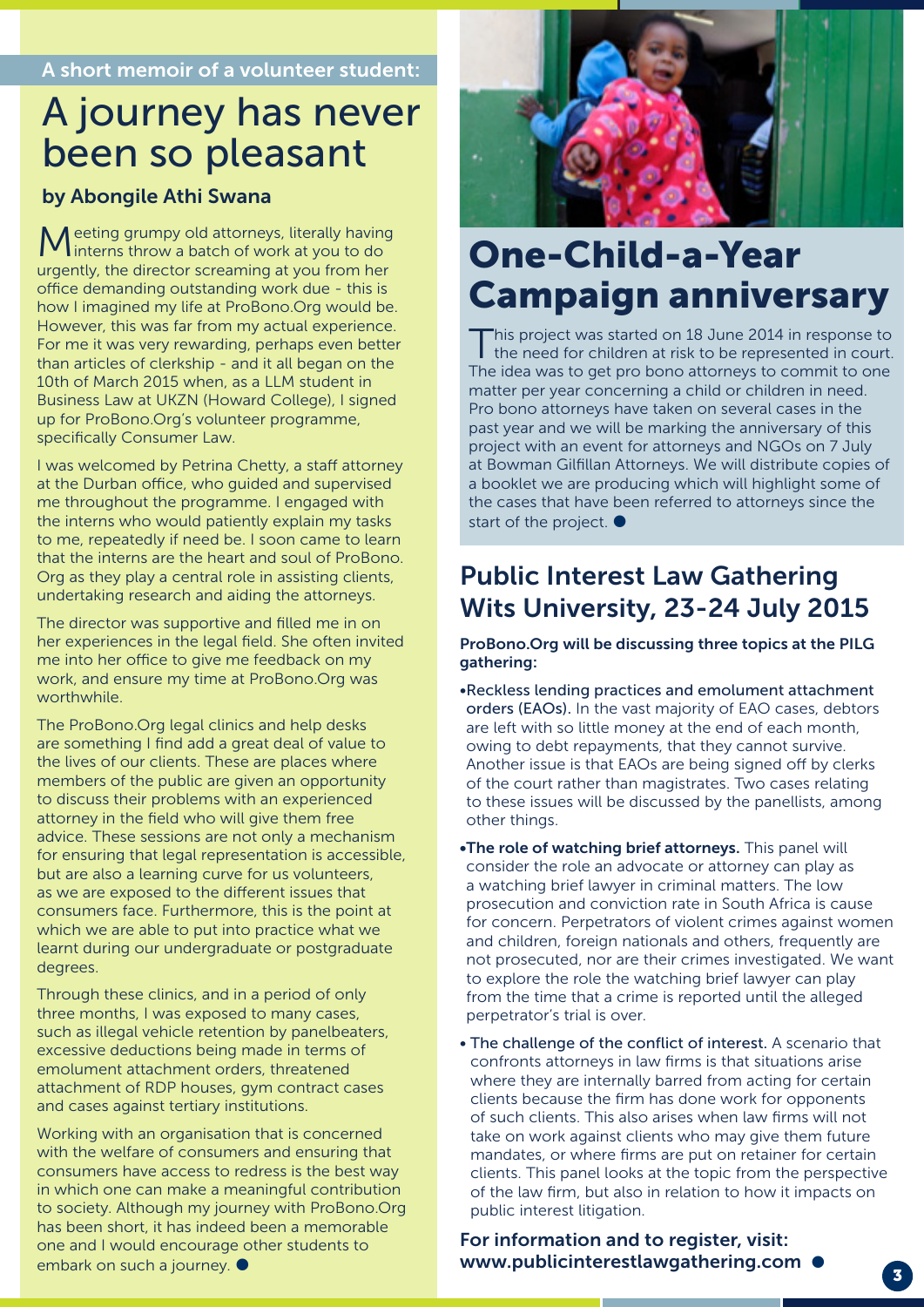A short memoir of a volunteer student:

# A journey has never been so pleasant

**by Abongile Athi Swana**

Meeting grumpy old attorneys, literally having interns throw a batch of work at you to do urgently, the director screaming at you from her office demanding outstanding work due - this is how I imagined my life at ProBono.Org would be. However, this was far from my actual experience. For me it was very rewarding, perhaps even better than articles of clerkship - and it all began on the 10th of March 2015 when, as a LLM student in Business Law at UKZN (Howard College), I signed up for ProBono.Org's volunteer programme, specifically Consumer Law.

I was welcomed by Petrina Chetty, a staff attorney at the Durban office, who guided and supervised me throughout the programme. I engaged with the interns who would patiently explain my tasks to me, repeatedly if need be. I soon came to learn that the interns are the heart and soul of ProBono.Org as they play a central role in assisting clients, undertaking research and aiding the attorneys.

The director was supportive and filled me in on her experiences in the legal field. She often invited me into her office to give me feedback on my work, and ensure my time at ProBono.Org was worthwhile.

The ProBono.Org legal clinics and help desks are something I find add a great deal of value to the lives of our clients. These are places where members of the public are given an opportunity to discuss their problems with an experienced attorney in the field who will give them free advice. These sessions are not only a mechanism for ensuring that legal representation is accessible, but are also a learning curve for us volunteers, as we are exposed to the different issues that consumers face. Furthermore, this is the point at which we are able to put into practice what we learnt during our undergraduate or postgraduate degrees.

Through these clinics, and in a period of only three months, I was exposed to many cases, such as illegal vehicle retention by panelbeaters, excessive deductions being made in terms of emolument attachment orders, threatened attachment of RDP houses, gym contract cases and cases against tertiary institutions.

Working with an organisation that is concerned with the welfare of consumers and ensuring that consumers have access to redress is the best way in which one can make a meaningful contribution to society. Although my journey with ProBono.Org has been short, it has indeed been a memorable one and I would encourage other students to embark on such a journey. ●

# One-Child-a-Year Campaign anniversary

This project was started on 18 June 2014 in response to the need for children at risk to be represented in court. The idea was to get pro bono attorneys to commit to one matter per year concerning a child or children in need. Pro bono attorneys have taken on several cases in the past year and we will be marking the anniversary of this project with an event for attorneys and NGOs on 7 July at Bowman Gilfillan Attorneys. We will distribute copies of a booklet we are producing which will highlight some of the cases that have been referred to attorneys since the start of the project. ●

## Public Interest Law Gathering Wits University, 23-24 July 2015

**ProBono.Org will be discussing three topics at the PILG gathering:**

- **Reckless lending practices and emolument attachment orders (EAOs).** In the vast majority of EAO cases, debtors are left with so little money at the end of each month, owing to debt repayments, that they cannot survive. Another issue is that EAOs are being signed off by clerks of the court rather than magistrates. Two cases relating to these issues will be discussed by the panellists, among other things.
- **The role of watching brief attorneys.** This panel will consider the role an advocate or attorney can play as a watching brief lawyer in criminal matters. The low prosecution and conviction rate in South Africa is cause for concern. Perpetrators of violent crimes against women and children, foreign nationals and others, frequently are not prosecuted, nor are their crimes investigated. We want to explore the role the watching brief lawyer can play from the time that a crime is reported until the alleged perpetrator's trial is over.
- **The challenge of the conflict of interest.** A scenario that confronts attorneys in law firms is that situations arise where they are internally barred from acting for certain clients because the firm has done work for opponents of such clients. This also arises when law firms will not take on work against clients who may give them future mandates, or where firms are put on retainer for certain clients. This panel looks at the topic from the perspective of the law firm, but also in relation to how it impacts on public interest litigation.

**For information and to register, visit: www.publicinterestlawgathering.com** ●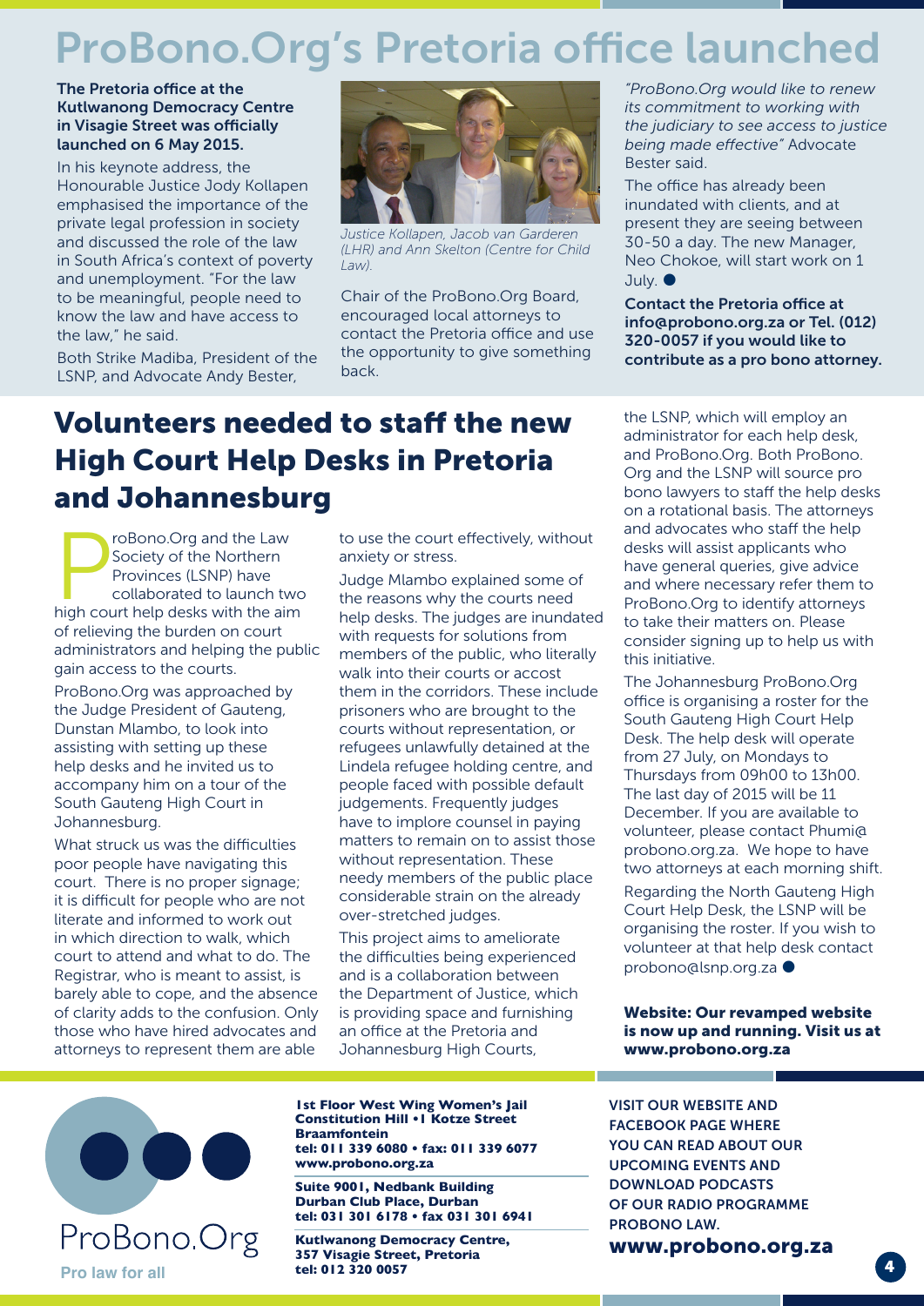# ProBono.Org's Pretoria office launched

**The Pretoria office at the Kutlwanong Democracy Centre in Visagie Street was officially launched on 6 May 2015.**

In his keynote address, the Honourable Justice Jody Kollapen emphasised the importance of the private legal profession in society and discussed the role of the law in South Africa's context of poverty and unemployment. "For the law to be meaningful, people need to know the law and have access to the law," he said.

Both Strike Madiba, President of the LSNP, and Advocate Andy Bester, Chair of the ProBono.Org Board, encouraged local attorneys to contact the Pretoria office and use the opportunity to give something back.

*Justice Kollapen, Jacob van Garderen (LHR) and Ann Skelton (Centre for Child Law).*

*"ProBono.Org would like to renew its commitment to working with the judiciary to see access to justice being made effective"* Advocate Bester said.

The office has already been inundated with clients, and at present they are seeing between 30-50 a day. The new Manager, Neo Chokoe, will start work on 1 July. ●

**Contact the Pretoria office at info@probono.org.za or Tel. (012) 320-0057 if you would like to contribute as a pro bono attorney.**

# Volunteers needed to staff the new High Court Help Desks in Pretoria and Johannesburg

ProBono.Org and the Law Society of the Northern Provinces (LSNP) have collaborated to launch two high court help desks with the aim of relieving the burden on court administrators and helping the public gain access to the courts.

ProBono.Org was approached by the Judge President of Gauteng, Dunstan Mlambo, to look into assisting with setting up these help desks and he invited us to accompany him on a tour of the South Gauteng High Court in Johannesburg.

What struck us was the difficulties poor people have navigating this court. There is no proper signage; it is difficult for people who are not literate and informed to work out in which direction to walk, which court to attend and what to do. The Registrar, who is meant to assist, is barely able to cope, and the absence of clarity adds to the confusion. Only those who have hired advocates and attorneys to represent them are able to use the court effectively, without anxiety or stress.

Judge Mlambo explained some of the reasons why the courts need help desks. The judges are inundated with requests for solutions from members of the public, who literally walk into their courts or accost them in the corridors. These include prisoners who are brought to the courts without representation, or refugees unlawfully detained at the Lindela refugee holding centre, and people faced with possible default judgements. Frequently judges have to implore counsel in paying matters to remain on to assist those without representation. These needy members of the public place considerable strain on the already over-stretched judges.

This project aims to ameliorate the difficulties being experienced and is a collaboration between the Department of Justice, which is providing space and furnishing an office at the Pretoria and Johannesburg High Courts, the LSNP, which will employ an administrator for each help desk, and ProBono.Org. Both ProBono.Org and the LSNP will source pro bono lawyers to staff the help desks on a rotational basis. The attorneys and advocates who staff the help desks will assist applicants who have general queries, give advice and where necessary refer them to ProBono.Org to identify attorneys to take their matters on. Please consider signing up to help us with this initiative.

The Johannesburg ProBono.Org office is organising a roster for the South Gauteng High Court Help Desk. The help desk will operate from 27 July, on Mondays to Thursdays from 09h00 to 13h00. The last day of 2015 will be 11 December. If you are available to volunteer, please contact Phumi@probono.org.za. We hope to have two attorneys at each morning shift.

Regarding the North Gauteng High Court Help Desk, the LSNP will be organising the roster. If you wish to volunteer at that help desk contact probono@lsnp.org.za ●

**Website: Our revamped website is now up and running. Visit us at www.probono.org.za**

ProBono.Org
Pro law for all

**1st Floor West Wing Women's Jail**
**Constitution Hill • 1 Kotze Street**
**Braamfontein**
**tel: 011 339 6080 • fax: 011 339 6077**
**www.probono.org.za**

**Suite 9001, Nedbank Building**
**Durban Club Place, Durban**
**tel: 031 301 6178 • fax 031 301 6941**

**Kutlwanong Democracy Centre,**
**357 Visagie Street, Pretoria**
**tel: 012 320 0057**

VISIT OUR WEBSITE AND FACEBOOK PAGE WHERE YOU CAN READ ABOUT OUR UPCOMING EVENTS AND DOWNLOAD PODCASTS OF OUR RADIO PROGRAMME PROBONO LAW.

**www.probono.org.za**